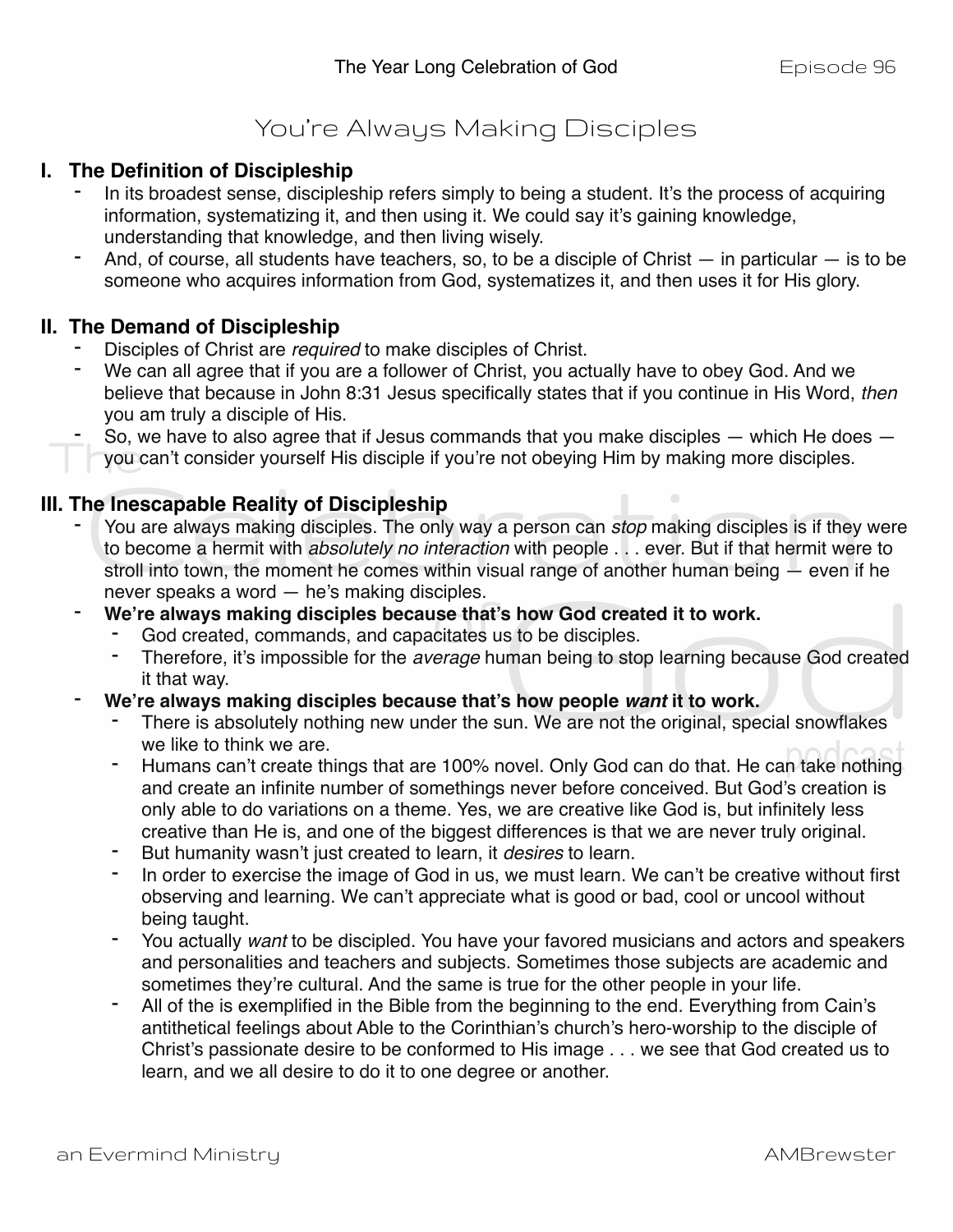# You're Always Making Disciples

## I. The Definition of Discipleship

- In its broadest sense, discipleship refers simply to being a student. It's the process of acquiring information, systematizing it, and then using it. We could say it's gaining knowledge, understanding that knowledge, and then living wisely.
- And, of course, all students have teachers, so, to be a disciple of Christ — in particular — is to be someone who acquires information from God, systematizes it, and then uses it for His glory.

## II. The Demand of Discipleship

- Disciples of Christ are *required* to make disciples of Christ.
- We can all agree that if you are a follower of Christ, you actually have to obey God. And we believe that because in John 8:31 Jesus specifically states that if you continue in His Word, *then* you am truly a disciple of His.
- So, we have to also agree that if Jesus commands that you make disciples — which He does — you can't consider yourself His disciple if you're not obeying Him by making more disciples.

## III. The Inescapable Reality of Discipleship

- You are always making disciples. The only way a person can *stop* making disciples is if they were to become a hermit with *absolutely no interaction* with people . . . ever. But if that hermit were to stroll into town, the moment he comes within visual range of another human being — even if he never speaks a word — he's making disciples.
- **We're always making disciples because that's how God created it to work.**
  - God created, commands, and capacitates us to be disciples.
  - Therefore, it's impossible for the *average* human being to stop learning because God created it that way.
- **We're always making disciples because that's how people *want* it to work.**
  - There is absolutely nothing new under the sun. We are not the original, special snowflakes we like to think we are.
  - Humans can't create things that are 100% novel. Only God can do that. He can take nothing and create an infinite number of somethings never before conceived. But God's creation is only able to do variations on a theme. Yes, we are creative like God is, but infinitely less creative than He is, and one of the biggest differences is that we are never truly original.
  - But humanity wasn't just created to learn, it *desires* to learn.
  - In order to exercise the image of God in us, we must learn. We can't be creative without first observing and learning. We can't appreciate what is good or bad, cool or uncool without being taught.
  - You actually *want* to be discipled. You have your favored musicians and actors and speakers and personalities and teachers and subjects. Sometimes those subjects are academic and sometimes they're cultural. And the same is true for the other people in your life.
  - All of the is exemplified in the Bible from the beginning to the end. Everything from Cain's antithetical feelings about Able to the Corinthian's church's hero-worship to the disciple of Christ's passionate desire to be conformed to His image . . . we see that God created us to learn, and we all desire to do it to one degree or another.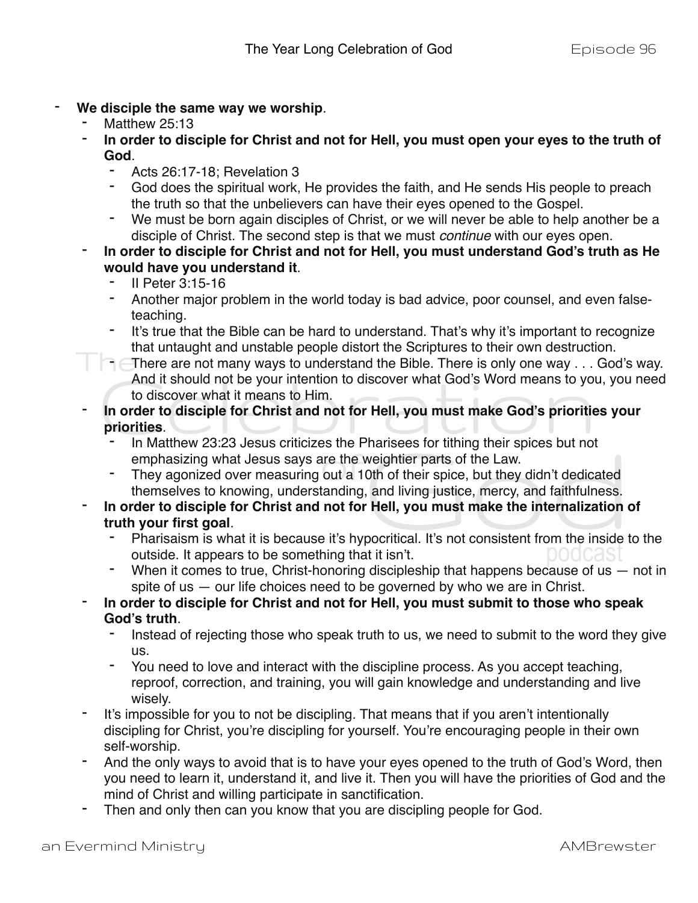- **We disciple the same way we worship**.
  - Matthew 25:13
  - **In order to disciple for Christ and not for Hell, you must open your eyes to the truth of God**.
    - Acts 26:17-18; Revelation 3
    - God does the spiritual work, He provides the faith, and He sends His people to preach the truth so that the unbelievers can have their eyes opened to the Gospel.
    - We must be born again disciples of Christ, or we will never be able to help another be a disciple of Christ. The second step is that we must *continue* with our eyes open.
  - **In order to disciple for Christ and not for Hell, you must understand God's truth as He would have you understand it**.
    - II Peter 3:15-16
    - Another major problem in the world today is bad advice, poor counsel, and even false-teaching.
    - It's true that the Bible can be hard to understand. That's why it's important to recognize that untaught and unstable people distort the Scriptures to their own destruction.
    - There are not many ways to understand the Bible. There is only one way . . . God's way. And it should not be your intention to discover what God's Word means to you, you need to discover what it means to Him.
  - **In order to disciple for Christ and not for Hell, you must make God's priorities your priorities**.
    - In Matthew 23:23 Jesus criticizes the Pharisees for tithing their spices but not emphasizing what Jesus says are the weightier parts of the Law.
    - They agonized over measuring out a 10th of their spice, but they didn't dedicated themselves to knowing, understanding, and living justice, mercy, and faithfulness.
  - **In order to disciple for Christ and not for Hell, you must make the internalization of truth your first goal**.
    - Pharisaism is what it is because it's hypocritical. It's not consistent from the inside to the outside. It appears to be something that it isn't.
    - When it comes to true, Christ-honoring discipleship that happens because of us — not in spite of us — our life choices need to be governed by who we are in Christ.
  - **In order to disciple for Christ and not for Hell, you must submit to those who speak God's truth**.
    - Instead of rejecting those who speak truth to us, we need to submit to the word they give us.
    - You need to love and interact with the discipline process. As you accept teaching, reproof, correction, and training, you will gain knowledge and understanding and live wisely.
  - It's impossible for you to not be discipling. That means that if you aren't intentionally discipling for Christ, you're discipling for yourself. You're encouraging people in their own self-worship.
  - And the only ways to avoid that is to have your eyes opened to the truth of God's Word, then you need to learn it, understand it, and live it. Then you will have the priorities of God and the mind of Christ and willing participate in sanctification.
  - Then and only then can you know that you are discipling people for God.